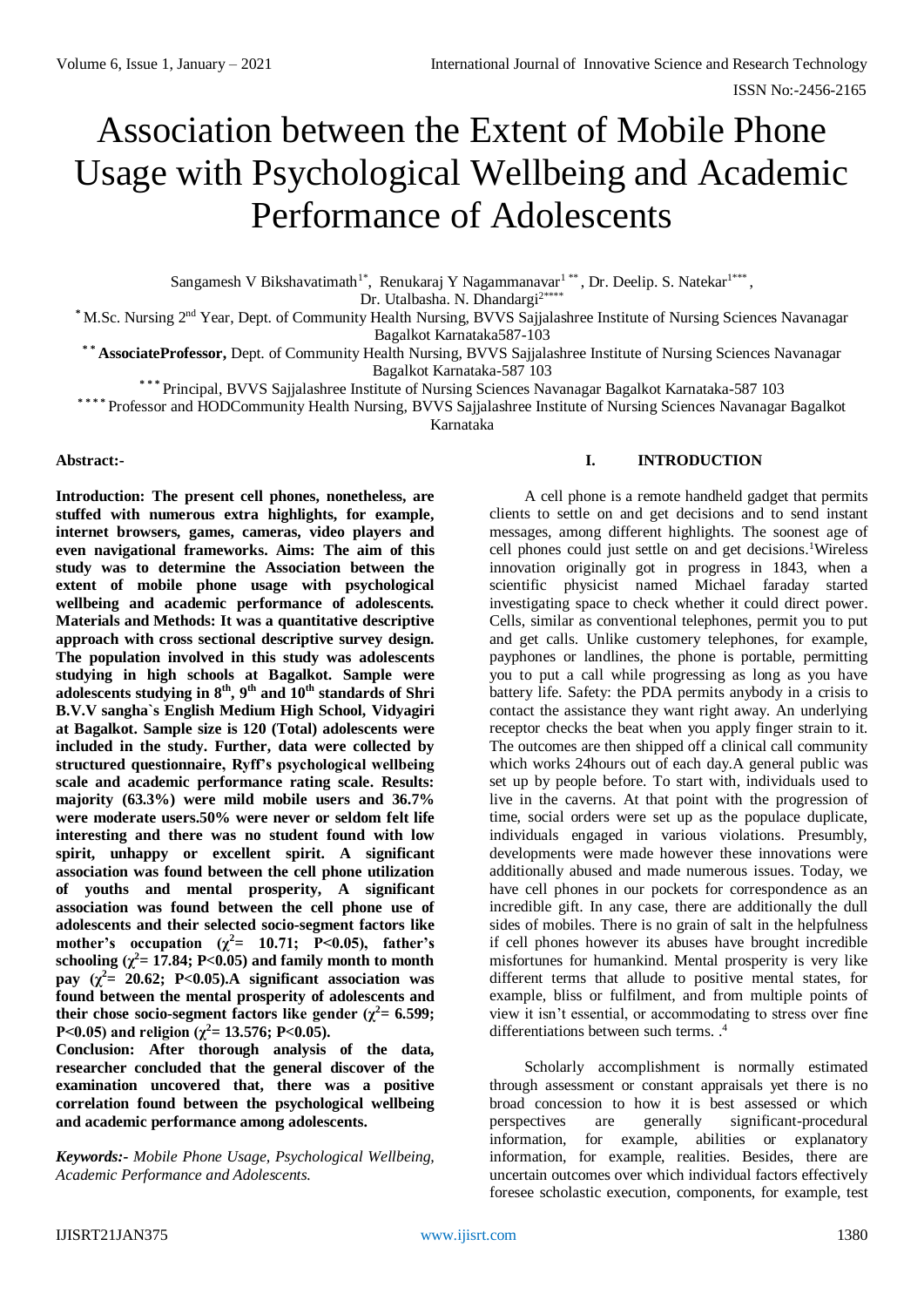# Association between the Extent of Mobile Phone Usage with Psychological Wellbeing and Academic Performance of Adolescents

Sangamesh V Bikshavatimath[1*], Renukaraj Y Nagammanavar[1**], Dr. Deelip. S. Natekar[1***], Dr. Utalbasha. N. Dhandargi[2****]

[*] M.Sc. Nursing 2nd Year, Dept. of Community Health Nursing, BVVS Sajjalashree Institute of Nursing Sciences Navanagar Bagalkot Karnataka587-103

[**] **AssociateProfessor,** Dept. of Community Health Nursing, BVVS Sajjalashree Institute of Nursing Sciences Navanagar Bagalkot Karnataka-587 103

[***] Principal, BVVS Sajjalashree Institute of Nursing Sciences Navanagar Bagalkot Karnataka-587 103

[****] Professor and HODCommunity Health Nursing, BVVS Sajjalashree Institute of Nursing Sciences Navanagar Bagalkot Karnataka

**Abstract:-**

**Introduction: The present cell phones, nonetheless, are stuffed with numerous extra highlights, for example, internet browsers, games, cameras, video players and even navigational frameworks. Aims: The aim of this study was to determine the Association between the extent of mobile phone usage with psychological wellbeing and academic performance of adolescents. Materials and Methods: It was a quantitative descriptive approach with cross sectional descriptive survey design. The population involved in this study was adolescents studying in high schools at Bagalkot. Sample were adolescents studying in 8th, 9th and 10th standards of Shri B.V.V sangha`s English Medium High School, Vidyagiri at Bagalkot. Sample size is 120 (Total) adolescents were included in the study. Further, data were collected by structured questionnaire, Ryff's psychological wellbeing scale and academic performance rating scale. Results: majority (63.3%) were mild mobile users and 36.7% were moderate users.50% were never or seldom felt life interesting and there was no student found with low spirit, unhappy or excellent spirit. A significant association was found between the cell phone utilization of youths and mental prosperity, A significant association was found between the cell phone use of adolescents and their selected socio-segment factors like mother's occupation ($\chi^2$= 10.71; P<0.05), father's schooling ($\chi^2$= 17.84; P<0.05) and family month to month pay ($\chi^2$= 20.62; P<0.05).A significant association was found between the mental prosperity of adolescents and their chose socio-segment factors like gender ($\chi^2$= 6.599; P<0.05) and religion ($\chi^2$= 13.576; P<0.05).**

**Conclusion: After thorough analysis of the data, researcher concluded that the general discover of the examination uncovered that, there was a positive correlation found between the psychological wellbeing and academic performance among adolescents.**

*Keywords:- Mobile Phone Usage, Psychological Wellbeing, Academic Performance and Adolescents.*

## I. INTRODUCTION

A cell phone is a remote handheld gadget that permits clients to settle on and get decisions and to send instant messages, among different highlights. The soonest age of cell phones could just settle on and get decisions.[1]Wireless innovation originally got in progress in 1843, when a scientific physicist named Michael faraday started investigating space to check whether it could direct power. Cells, similar as conventional telephones, permit you to put and get calls. Unlike customery telephones, for example, payphones or landlines, the phone is portable, permitting you to put a call while progressing as long as you have battery life. Safety: the PDA permits anybody in a crisis to contact the assistance they want right away. An underlying receptor checks the beat when you apply finger strain to it. The outcomes are then shipped off a clinical call community which works 24hours out of each day.A general public was set up by people before. To start with, individuals used to live in the caverns. At that point with the progression of time, social orders were set up as the populace duplicate, individuals engaged in various violations. Presumbly, developments were made however these innovations were additionally abused and made numerous issues. Today, we have cell phones in our pockets for correspondence as an incredible gift. In any case, there are additionally the dull sides of mobiles. There is no grain of salt in the helpfulness if cell phones however its abuses have brought incredible misfortunes for humankind. Mental prosperity is very like different terms that allude to positive mental states, for example, bliss or fulfilment, and from multiple points of view it isn't essential, or accommodating to stress over fine differentiations between such terms. .[4]

Scholarly accomplishment is normally estimated through assessment or constant appraisals yet there is no broad concession to how it is best assessed or which perspectives are generally significant-procedural information, for example, abilities or explanatory information, for example, realities. Besides, there are uncertain outcomes over which individual factors effectively foresee scholastic execution, components, for example, test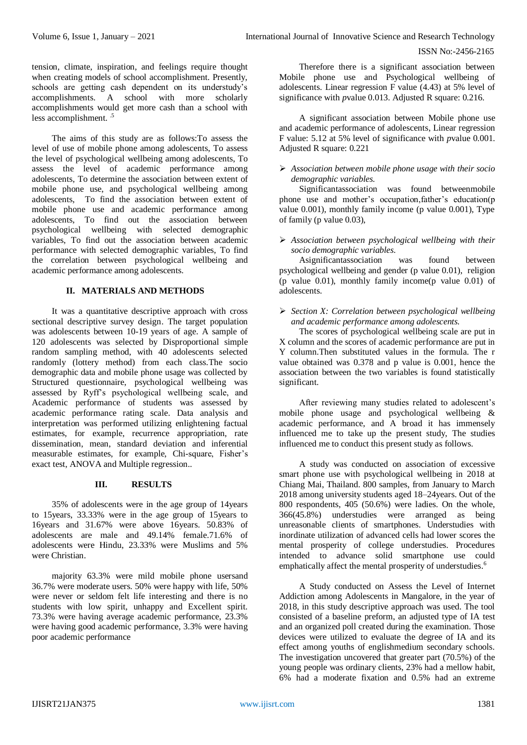tension, climate, inspiration, and feelings require thought when creating models of school accomplishment. Presently, schools are getting cash dependent on its understudy's accomplishments. A school with more scholarly accomplishments would get more cash than a school with less accomplishment. [5]

The aims of this study are as follows:To assess the level of use of mobile phone among adolescents, To assess the level of psychological wellbeing among adolescents, To assess the level of academic performance among adolescents, To determine the association between extent of mobile phone use, and psychological wellbeing among adolescents, To find the association between extent of mobile phone use and academic performance among adolescents, To find out the association between psychological wellbeing with selected demographic variables, To find out the association between academic performance with selected demographic variables, To find the correlation between psychological wellbeing and academic performance among adolescents.

## II. MATERIALS AND METHODS

It was a quantitative descriptive approach with cross sectional descriptive survey design. The target population was adolescents between 10-19 years of age. A sample of 120 adolescents was selected by Disproportional simple random sampling method, with 40 adolescents selected randomly (lottery method) from each class.The socio demographic data and mobile phone usage was collected by Structured questionnaire, psychological wellbeing was assessed by Ryff's psychological wellbeing scale, and Academic performance of students was assessed by academic performance rating scale. Data analysis and interpretation was performed utilizing enlightening factual estimates, for example, recurrence appropriation, rate dissemination, mean, standard deviation and inferential measurable estimates, for example, Chi-square, Fisher's exact test, ANOVA and Multiple regression..

## III. RESULTS

35% of adolescents were in the age group of 14years to 15years, 33.33% were in the age group of 15years to 16years and 31.67% were above 16years. 50.83% of adolescents are male and 49.14% female.71.6% of adolescents were Hindu, 23.33% were Muslims and 5% were Christian.

majority 63.3% were mild mobile phone usersand 36.7% were moderate users. 50% were happy with life, 50% were never or seldom felt life interesting and there is no students with low spirit, unhappy and Excellent spirit. 73.3% were having average academic performance, 23.3% were having good academic performance, 3.3% were having poor academic performance

Therefore there is a significant association between Mobile phone use and Psychological wellbeing of adolescents. Linear regression F value (4.43) at 5% level of significance with *p*value 0.013. Adjusted R square: 0.216.

A significant association between Mobile phone use and academic performance of adolescents, Linear regression F value: 5.12 at 5% level of significance with *p*value 0.001. Adjusted R square: 0.221

- *Association between mobile phone usage with their socio demographic variables.*

Significantassociation was found betweenmobile phone use and mother's occupation,father's education(p value 0.001), monthly family income (p value 0.001), Type of family (p value 0.03),

- *Association between psychological wellbeing with their socio demographic variables.*

Asignificantassociation was found between psychological wellbeing and gender (p value 0.01), religion (p value 0.01), monthly family income(p value 0.01) of adolescents.

- *Section X: Correlation between psychological wellbeing and academic performance among adolescents.*

The scores of psychological wellbeing scale are put in X column and the scores of academic performance are put in Y column.Then substituted values in the formula. The r value obtained was 0.378 and p value is 0.001, hence the association between the two variables is found statistically significant.

After reviewing many studies related to adolescent's mobile phone usage and psychological wellbeing & academic performance, and A broad it has immensely influenced me to take up the present study, The studies influenced me to conduct this present study as follows.

A study was conducted on association of excessive smart phone use with psychological wellbeing in 2018 at Chiang Mai, Thailand. 800 samples, from January to March 2018 among university students aged 18–24years. Out of the 800 respondents, 405 (50.6%) were ladies. On the whole, 366(45.8%) understudies were arranged as being unreasonable clients of smartphones. Understudies with inordinate utilization of advanced cells had lower scores the mental prosperity of college understudies. Procedures intended to advance solid smartphone use could emphatically affect the mental prosperity of understudies.[6]

A Study conducted on Assess the Level of Internet Addiction among Adolescents in Mangalore, in the year of 2018, in this study descriptive approach was used. The tool consisted of a baseline preform, an adjusted type of IA test and an organized poll created during the examination. Those devices were utilized to evaluate the degree of IA and its effect among youths of englishmedium secondary schools. The investigation uncovered that greater part (70.5%) of the young people was ordinary clients, 23% had a mellow habit, 6% had a moderate fixation and 0.5% had an extreme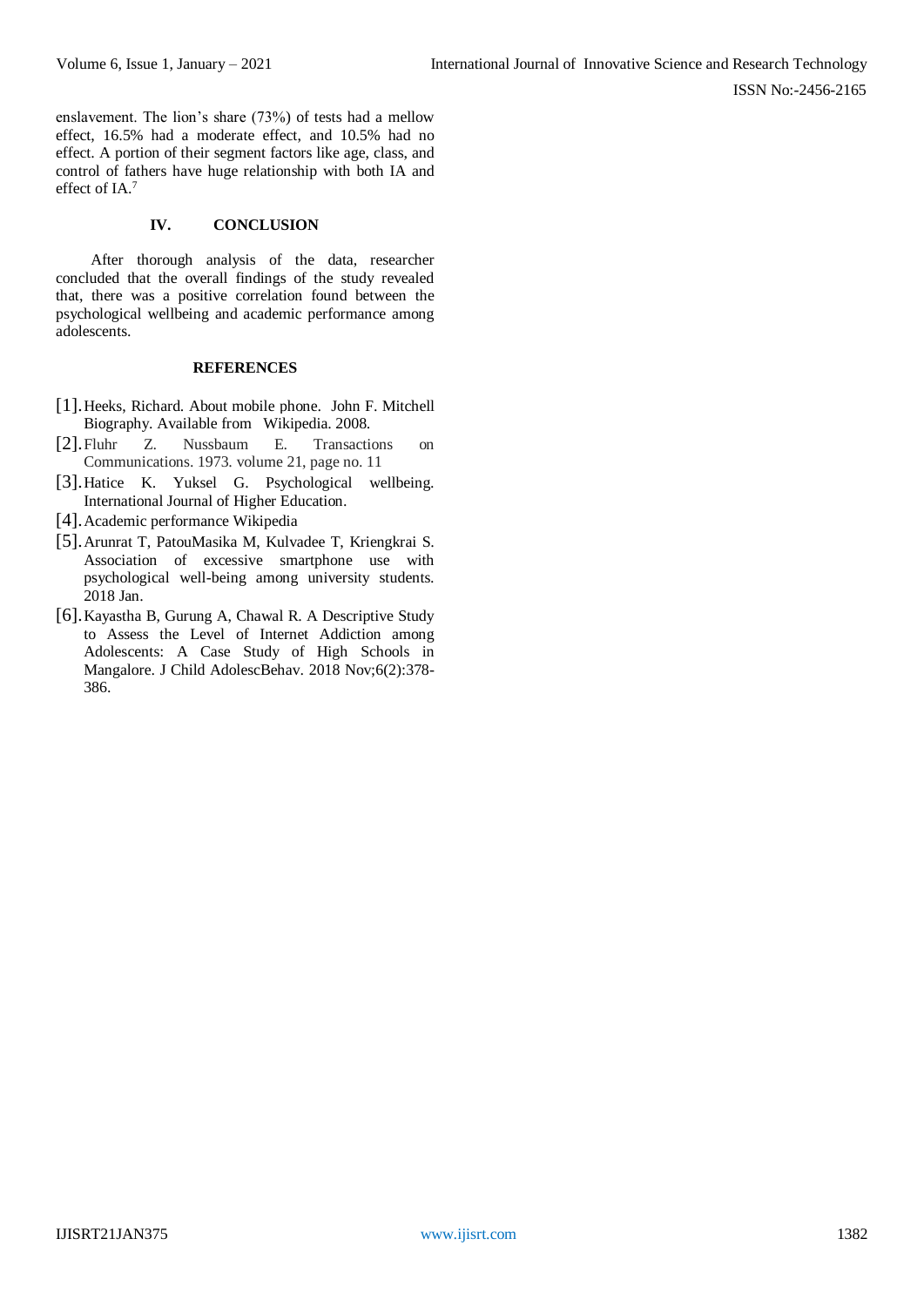enslavement. The lion's share (73%) of tests had a mellow effect, 16.5% had a moderate effect, and 10.5% had no effect. A portion of their segment factors like age, class, and control of fathers have huge relationship with both IA and effect of IA.[7]

## IV. CONCLUSION

After thorough analysis of the data, researcher concluded that the overall findings of the study revealed that, there was a positive correlation found between the psychological wellbeing and academic performance among adolescents.

## REFERENCES

- [1]. Heeks, Richard. About mobile phone. John F. Mitchell Biography. Available from Wikipedia. 2008.
- [2]. Fluhr Z. Nussbaum E. Transactions on Communications. 1973. volume 21, page no. 11
- [3]. Hatice K. Yuksel G. Psychological wellbeing. International Journal of Higher Education.
- [4]. Academic performance Wikipedia
- [5]. Arunrat T, PatouMasika M, Kulvadee T, Kriengkrai S. Association of excessive smartphone use with psychological well-being among university students. 2018 Jan.
- [6]. Kayastha B, Gurung A, Chawal R. A Descriptive Study to Assess the Level of Internet Addiction among Adolescents: A Case Study of High Schools in Mangalore. J Child AdolescBehav. 2018 Nov;6(2):378-386.